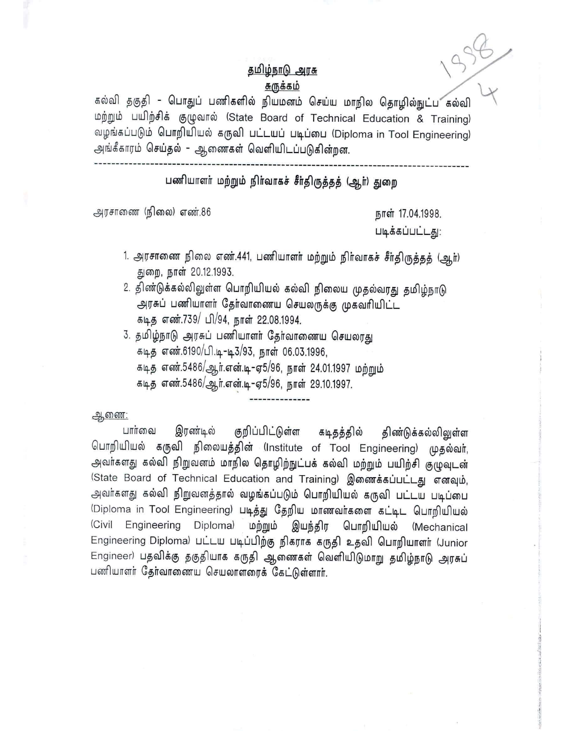<u>தமிழ்நாடு அரசு</u>

<u>சுருக்கம்</u>

கல்வி தகுதி - பொதுப் பணிகளில் நியமனம் செய்ய மாநில தொழில்நுட்ப கல்வி மற்றும் பயிற்சிக் குழுவால் (State Board of Technical Education & Training) வழங்கப்படும் பொறியியல் கருவி பட்டயப் படிப்பை (Diploma in Tool Engineering) அங்கீகாரம் செய்தல் - ஆணைகள் வெளியிடப்படுகின்றன.

---

**பணியாளர் மற்றும் நிர்வாகச் சீர்திருத்தத் (ஆர்) துறை**

அரசாணை (நிலை) எண்.86 நாள் 17.04.1998.

படிக்கப்பட்டது:

1. அரசாணை நிலை எண்.441, பணியாளர் மற்றும் நிர்வாகச் சீர்திருத்தத் (ஆர்) துறை, நாள் 20.12.1993.
2. திண்டுக்கல்லிலுள்ள பொறியியல் கல்வி நிலைய முதல்வரது தமிழ்நாடு அரசுப் பணியாளர் தேர்வாணைய செயலருக்கு முகவரியிட்ட கடித எண்.739/ பி/94, நாள் 22.08.1994.
3. தமிழ்நாடு அரசுப் பணியாளர் தேர்வாணைய செயலரது கடித எண்.6190/பி.டி-டி3/93, நாள் 06.03.1996, கடித எண்.5486/ஆர்.என்.டி-ஏ5/96, நாள் 24.01.1997 மற்றும் கடித எண்.5486/ஆர்.என்.டி-ஏ5/96, நாள் 29.10.1997.

---

<u>ஆணை:</u>

பார்வை இரண்டில் குறிப்பிட்டுள்ள கடிதத்தில் திண்டுக்கல்லிலுள்ள பொறியியல் கருவி நிலையத்தின் (Institute of Tool Engineering) முதல்வர், அவர்களது கல்வி நிறுவனம் மாநில தொழிற்நுட்பக் கல்வி மற்றும் பயிற்சி குழுவுடன் (State Board of Technical Education and Training) இணைக்கப்பட்டது எனவும், அவர்களது கல்வி நிறுவனத்தால் வழங்கப்படும் பொறியியல் கருவி பட்டய படிப்பை (Diploma in Tool Engineering) படித்து தேறிய மாணவர்களை கட்டிட பொறியியல் (Civil Engineering Diploma) மற்றும் இயந்திர பொறியியல் (Mechanical Engineering Diploma) பட்டய படிப்பிற்கு நிகராக கருதி உதவி பொறியாளர் (Junior Engineer) பதவிக்கு தகுதியாக கருதி ஆணைகள் வெளியிடுமாறு தமிழ்நாடு அரசுப் பணியாளர் தேர்வாணைய செயலாளரைக் கேட்டுள்ளார்.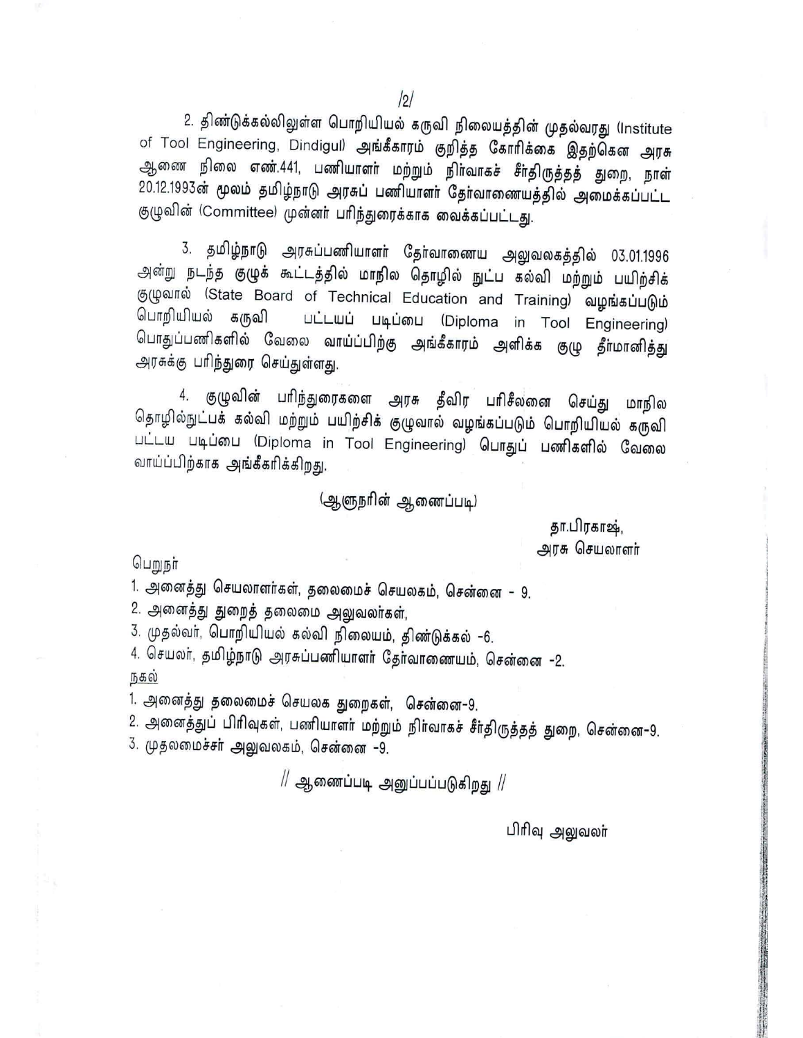2. திண்டுக்கல்லிலுள்ள பொறியியல் கருவி நிலையத்தின் முதல்வரது (Institute of Tool Engineering, Dindigul) அங்கீகாரம் குறித்த கோரிக்கை இதற்கென அரசு ஆணை நிலை எண்.441, பணியாளர் மற்றும் நிர்வாகச் சீர்திருத்தத் துறை, நாள் 20.12.1993ன் மூலம் தமிழ்நாடு அரசுப் பணியாளர் தேர்வாணையத்தில் அமைக்கப்பட்ட குழுவின் (Committee) முன்னர் பரிந்துரைக்காக வைக்கப்பட்டது.

3. தமிழ்நாடு அரசுப்பணியாளர் தேர்வாணைய அலுவலகத்தில் 03.01.1996 அன்று நடந்த குழுக் கூட்டத்தில் மாநில தொழில் நுட்ப கல்வி மற்றும் பயிற்சிக் குழுவால் (State Board of Technical Education and Training) வழங்கப்படும் பொறியியல் கருவி பட்டயப் படிப்பை (Diploma in Tool Engineering) பொதுப்பணிகளில் வேலை வாய்ப்பிற்கு அங்கீகாரம் அளிக்க குழு தீர்மானித்து அரசுக்கு பரிந்துரை செய்துள்ளது.

4. குழுவின் பரிந்துரைகளை அரசு தீவிர பரிசீலனை செய்து மாநில தொழில்நுட்பக் கல்வி மற்றும் பயிற்சிக் குழுவால் வழங்கப்படும் பொறியியல் கருவி பட்டய படிப்பை (Diploma in Tool Engineering) பொதுப் பணிகளில் வேலை வாய்ப்பிற்காக அங்கீகரிக்கிறது.

(ஆளுநரின் ஆணைப்படி)

தா.பிரகாஷ்,
அரசு செயலாளர்

பெறுநர்

1. அனைத்து செயலாளர்கள், தலைமைச் செயலகம், சென்னை - 9.
2. அனைத்து துறைத் தலைமை அலுவலர்கள்,
3. முதல்வர், பொறியியல் கல்வி நிலையம், திண்டுக்கல் -6.
4. செயலர், தமிழ்நாடு அரசுப்பணியாளர் தேர்வாணையம், சென்னை -2.

நகல்

1. அனைத்து தலைமைச் செயலக துறைகள், சென்னை-9.
2. அனைத்துப் பிரிவுகள், பணியாளர் மற்றும் நிர்வாகச் சீர்திருத்தத் துறை, சென்னை-9.
3. முதலமைச்சர் அலுவலகம், சென்னை -9.

// ஆணைப்படி அனுப்பப்படுகிறது //

பிரிவு அலுவலர்